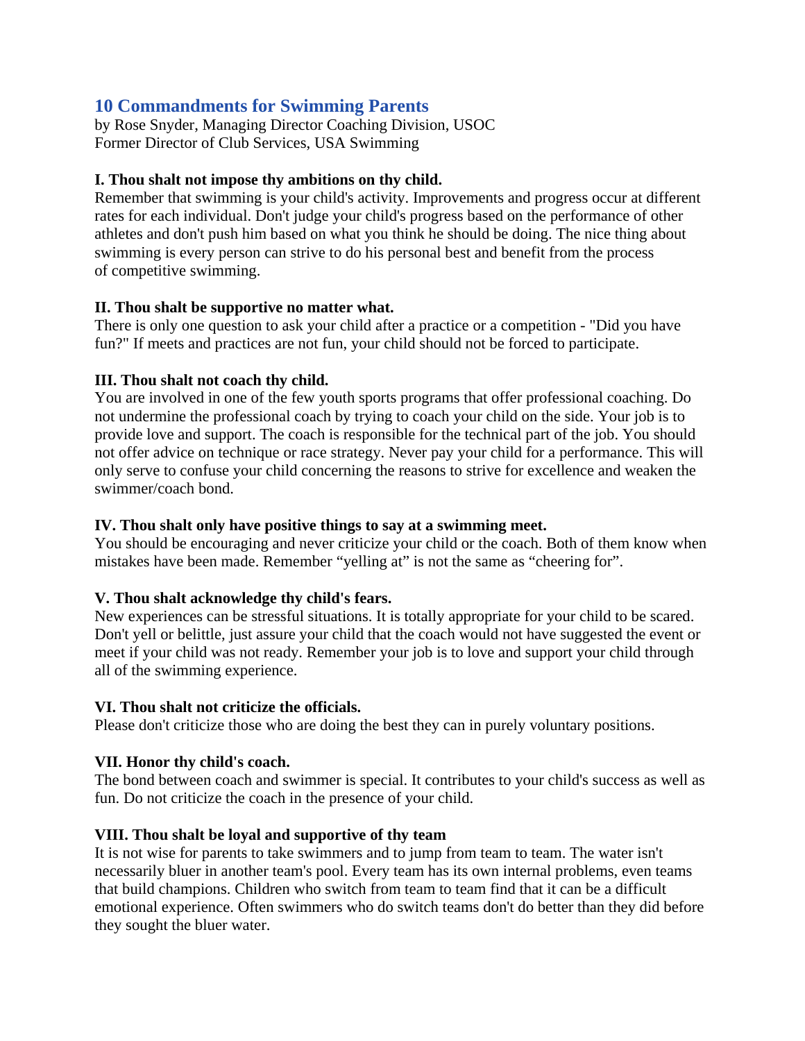# 10 Commandments for Swimming Parents

by Rose Snyder, Managing Director Coaching Division, USOC
Former Director of Club Services, USA Swimming

**I. Thou shalt not impose thy ambitions on thy child.**
Remember that swimming is your child's activity. Improvements and progress occur at different rates for each individual. Don't judge your child's progress based on the performance of other athletes and don't push him based on what you think he should be doing. The nice thing about swimming is every person can strive to do his personal best and benefit from the process of competitive swimming.

**II. Thou shalt be supportive no matter what.**
There is only one question to ask your child after a practice or a competition - "Did you have fun?" If meets and practices are not fun, your child should not be forced to participate.

**III. Thou shalt not coach thy child.**
You are involved in one of the few youth sports programs that offer professional coaching. Do not undermine the professional coach by trying to coach your child on the side. Your job is to provide love and support. The coach is responsible for the technical part of the job. You should not offer advice on technique or race strategy. Never pay your child for a performance. This will only serve to confuse your child concerning the reasons to strive for excellence and weaken the swimmer/coach bond.

**IV. Thou shalt only have positive things to say at a swimming meet.**
You should be encouraging and never criticize your child or the coach. Both of them know when mistakes have been made. Remember "yelling at" is not the same as "cheering for".

**V. Thou shalt acknowledge thy child's fears.**
New experiences can be stressful situations. It is totally appropriate for your child to be scared. Don't yell or belittle, just assure your child that the coach would not have suggested the event or meet if your child was not ready. Remember your job is to love and support your child through all of the swimming experience.

**VI. Thou shalt not criticize the officials.**
Please don't criticize those who are doing the best they can in purely voluntary positions.

**VII. Honor thy child's coach.**
The bond between coach and swimmer is special. It contributes to your child's success as well as fun. Do not criticize the coach in the presence of your child.

**VIII. Thou shalt be loyal and supportive of thy team**
It is not wise for parents to take swimmers and to jump from team to team. The water isn't necessarily bluer in another team's pool. Every team has its own internal problems, even teams that build champions. Children who switch from team to team find that it can be a difficult emotional experience. Often swimmers who do switch teams don't do better than they did before they sought the bluer water.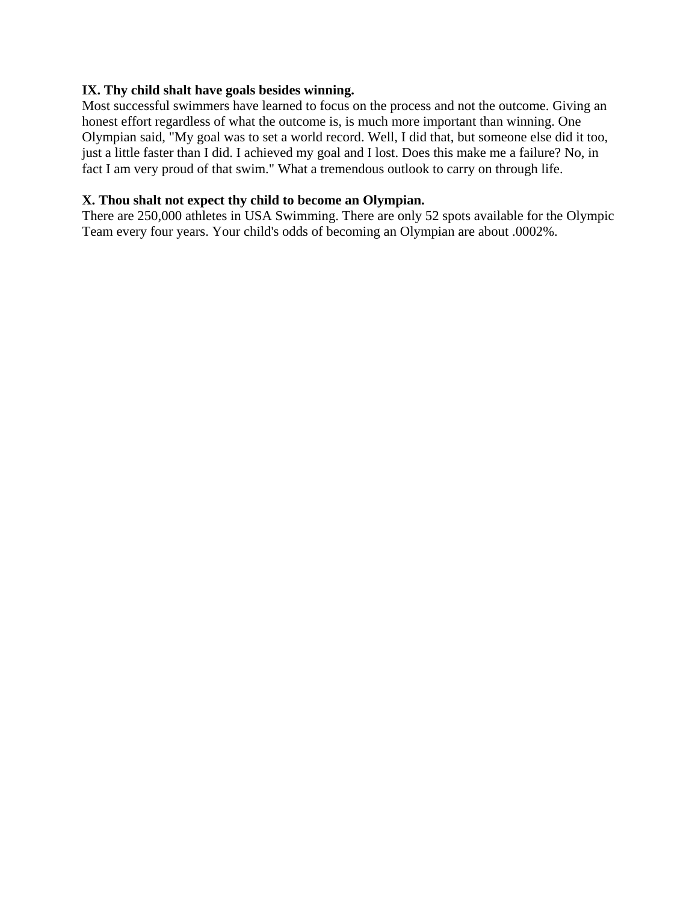**IX. Thy child shalt have goals besides winning.**
Most successful swimmers have learned to focus on the process and not the outcome. Giving an honest effort regardless of what the outcome is, is much more important than winning. One Olympian said, "My goal was to set a world record. Well, I did that, but someone else did it too, just a little faster than I did. I achieved my goal and I lost. Does this make me a failure? No, in fact I am very proud of that swim." What a tremendous outlook to carry on through life.

**X. Thou shalt not expect thy child to become an Olympian.**
There are 250,000 athletes in USA Swimming. There are only 52 spots available for the Olympic Team every four years. Your child's odds of becoming an Olympian are about .0002%.